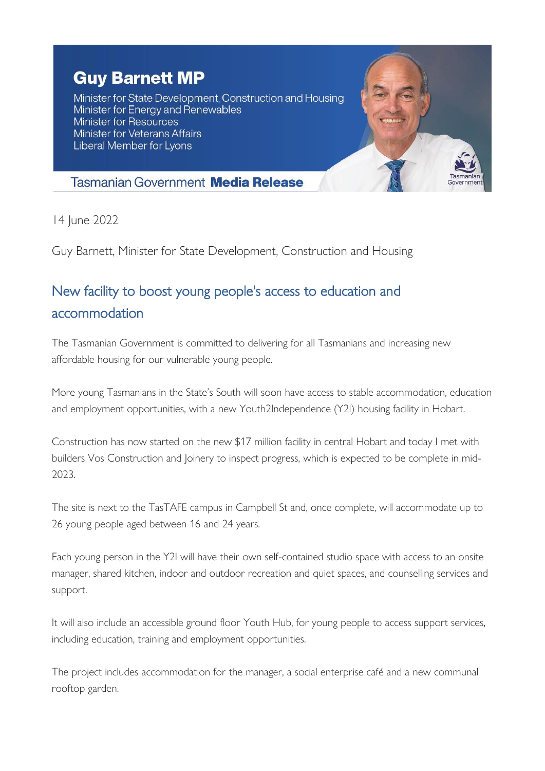**Guy Barnett MP**

Minister for State Development, Construction and Housing
Minister for Energy and Renewables
Minister for Resources
Minister for Veterans Affairs
Liberal Member for Lyons

Tasmanian Government **Media Release**

14 June 2022

Guy Barnett, Minister for State Development, Construction and Housing

## New facility to boost young people's access to education and accommodation

The Tasmanian Government is committed to delivering for all Tasmanians and increasing new affordable housing for our vulnerable young people.

More young Tasmanians in the State's South will soon have access to stable accommodation, education and employment opportunities, with a new Youth2Independence (Y2I) housing facility in Hobart.

Construction has now started on the new $17 million facility in central Hobart and today I met with builders Vos Construction and Joinery to inspect progress, which is expected to be complete in mid-2023.

The site is next to the TasTAFE campus in Campbell St and, once complete, will accommodate up to 26 young people aged between 16 and 24 years.

Each young person in the Y2I will have their own self-contained studio space with access to an onsite manager, shared kitchen, indoor and outdoor recreation and quiet spaces, and counselling services and support.

It will also include an accessible ground floor Youth Hub, for young people to access support services, including education, training and employment opportunities.

The project includes accommodation for the manager, a social enterprise café and a new communal rooftop garden.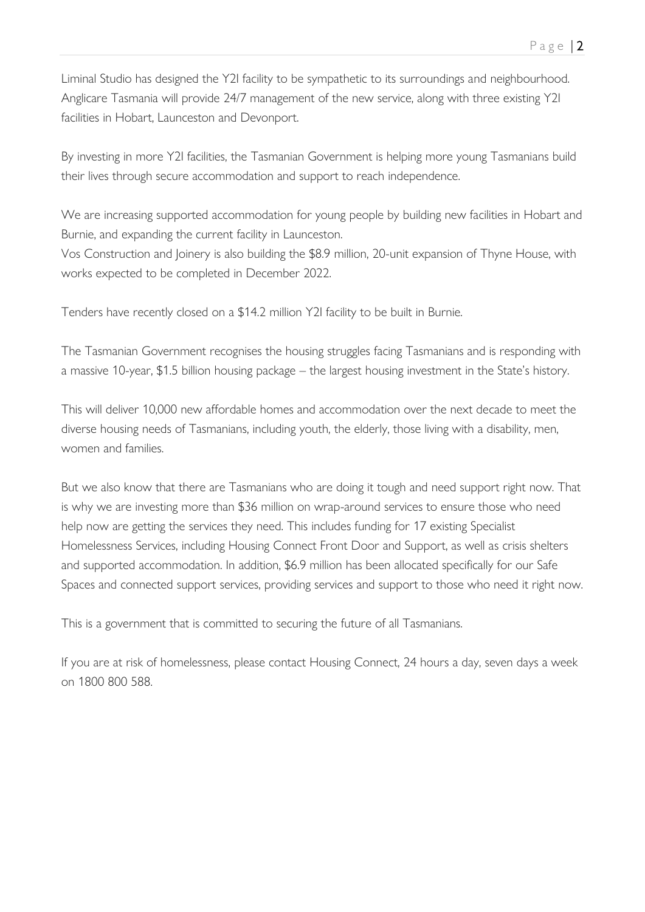Liminal Studio has designed the Y2I facility to be sympathetic to its surroundings and neighbourhood. Anglicare Tasmania will provide 24/7 management of the new service, along with three existing Y2I facilities in Hobart, Launceston and Devonport.

By investing in more Y2I facilities, the Tasmanian Government is helping more young Tasmanians build their lives through secure accommodation and support to reach independence.

We are increasing supported accommodation for young people by building new facilities in Hobart and Burnie, and expanding the current facility in Launceston.
Vos Construction and Joinery is also building the $8.9 million, 20-unit expansion of Thyne House, with works expected to be completed in December 2022.

Tenders have recently closed on a $14.2 million Y2I facility to be built in Burnie.

The Tasmanian Government recognises the housing struggles facing Tasmanians and is responding with a massive 10-year, $1.5 billion housing package – the largest housing investment in the State's history.

This will deliver 10,000 new affordable homes and accommodation over the next decade to meet the diverse housing needs of Tasmanians, including youth, the elderly, those living with a disability, men, women and families.

But we also know that there are Tasmanians who are doing it tough and need support right now. That is why we are investing more than $36 million on wrap-around services to ensure those who need help now are getting the services they need. This includes funding for 17 existing Specialist Homelessness Services, including Housing Connect Front Door and Support, as well as crisis shelters and supported accommodation. In addition, $6.9 million has been allocated specifically for our Safe Spaces and connected support services, providing services and support to those who need it right now.

This is a government that is committed to securing the future of all Tasmanians.

If you are at risk of homelessness, please contact Housing Connect, 24 hours a day, seven days a week on 1800 800 588.